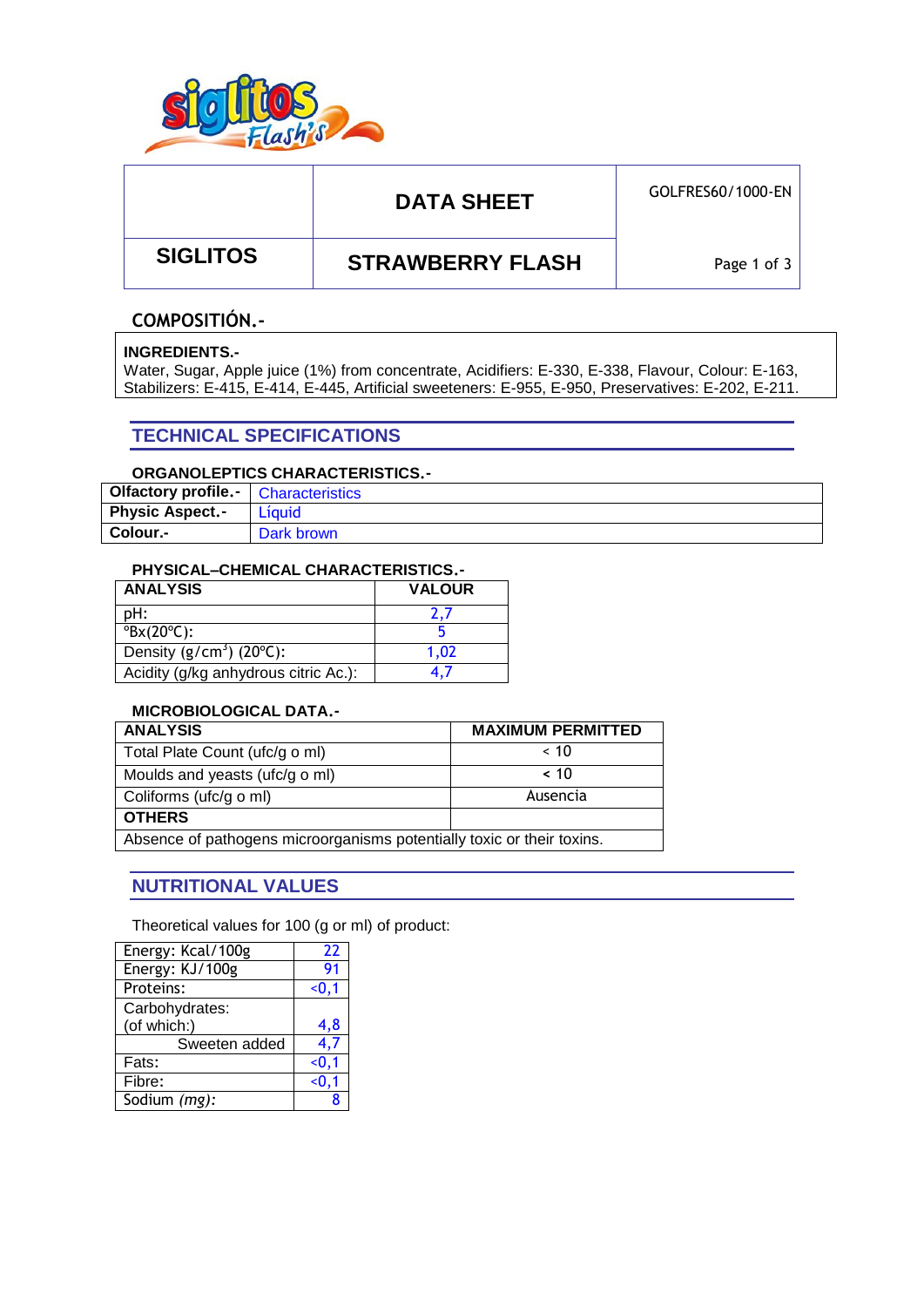| | DATA SHEET | GOLFRES60/1000-EN |
|---|---|---|
| SIGLITOS | STRAWBERRY FLASH | |

## COMPOSITIÓN.-

**INGREDIENTS.-**
Water, Sugar, Apple juice (1%) from concentrate, Acidifiers: E-330, E-338, Flavour, Colour: E-163, Stabilizers: E-415, E-414, E-445, Artificial sweeteners: E-955, E-950, Preservatives: E-202, E-211.

## TECHNICAL SPECIFICATIONS

### ORGANOLEPTICS CHARACTERISTICS.-

| | |
|---|---|
| **Olfactory profile.-** | Characteristics |
| **Physic Aspect.-** | Líquid |
| **Colour.-** | Dark brown |

### PHYSICAL–CHEMICAL CHARACTERISTICS.-

| ANALYSIS | VALOUR |
|---|---|
| pH: | 2,7 |
| ºBx(20ºC): | 5 |
| Density ($g/cm^3$) (20ºC): | 1,02 |
| Acidity (g/kg anhydrous citric Ac.): | 4,7 |

### MICROBIOLOGICAL DATA.-

| ANALYSIS | MAXIMUM PERMITTED |
|---|---|
| Total Plate Count (ufc/g o ml) | < 10 |
| Moulds and yeasts (ufc/g o ml) | < 10 |
| Coliforms (ufc/g o ml) | Ausencia |
| **OTHERS** | |
| Absence of pathogens microorganisms potentially toxic or their toxins. | |

## NUTRITIONAL VALUES

Theoretical values for 100 (g or ml) of product:

| | |
|---|---|
| Energy: Kcal/100g | 22 |
| Energy: KJ/100g | 91 |
| Proteins: | <0,1 |
| Carbohydrates: (of which:) | 4,8 |
| Sweeten added | 4,7 |
| Fats: | <0,1 |
| Fibre: | <0,1 |
| Sodium *(mg):* | 8 |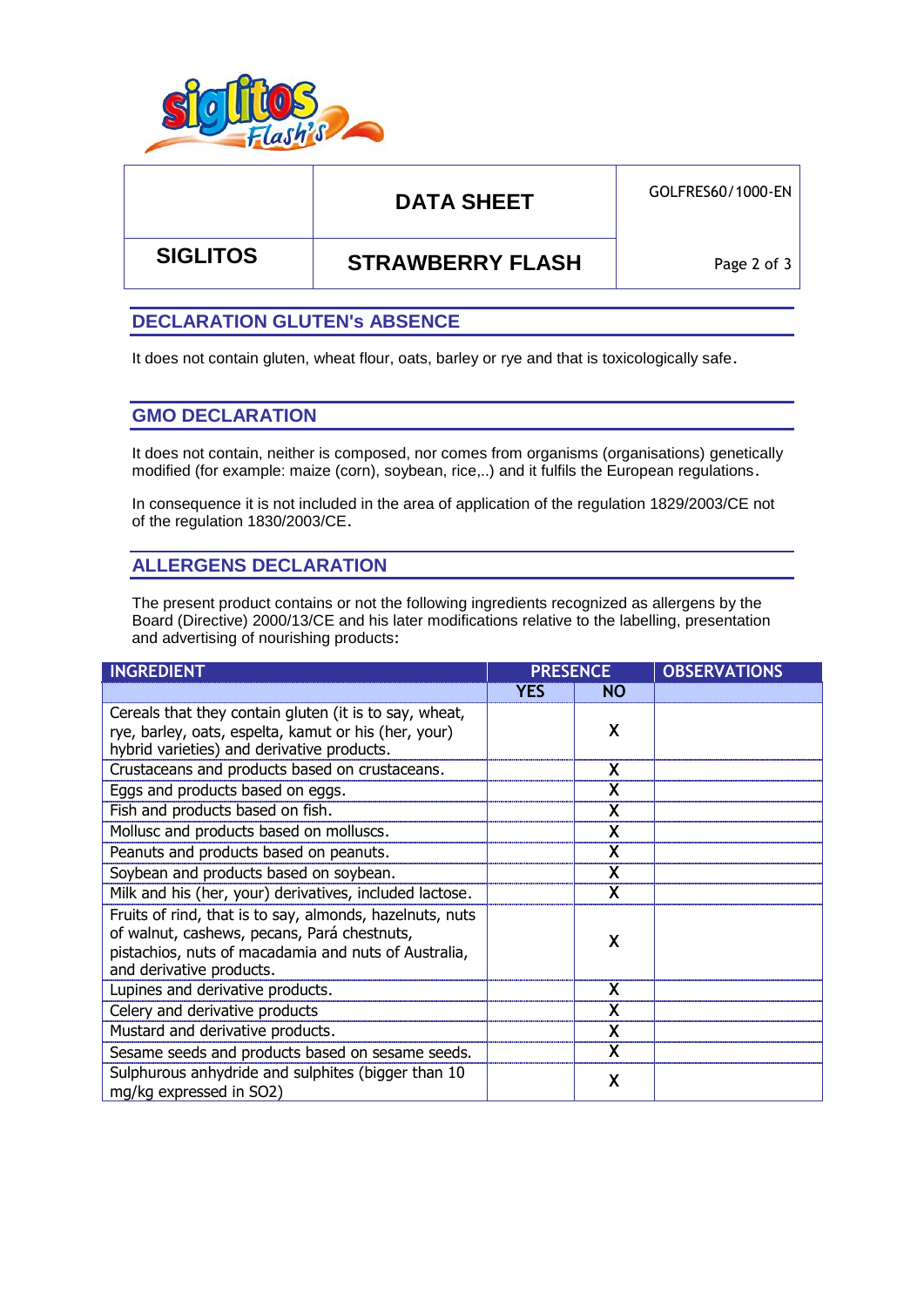| | DATA SHEET | GOLFRES60/1000-EN |
|---|---|---|
| SIGLITOS | STRAWBERRY FLASH | |

## DECLARATION GLUTEN's ABSENCE

It does not contain gluten, wheat flour, oats, barley or rye and that is toxicologically safe.

## GMO DECLARATION

It does not contain, neither is composed, nor comes from organisms (organisations) genetically modified (for example: maize (corn), soybean, rice,..) and it fulfils the European regulations.

In consequence it is not included in the area of application of the regulation 1829/2003/CE not of the regulation 1830/2003/CE.

## ALLERGENS DECLARATION

The present product contains or not the following ingredients recognized as allergens by the Board (Directive) 2000/13/CE and his later modifications relative to the labelling, presentation and advertising of nourishing products:

| INGREDIENT | PRESENCE | | OBSERVATIONS |
|---|---|---|---|
| | YES | NO | |
| Cereals that they contain gluten (it is to say, wheat, rye, barley, oats, espelta, kamut or his (her, your) hybrid varieties) and derivative products. | | X | |
| Crustaceans and products based on crustaceans. | | X | |
| Eggs and products based on eggs. | | X | |
| Fish and products based on fish. | | X | |
| Mollusc and products based on molluscs. | | X | |
| Peanuts and products based on peanuts. | | X | |
| Soybean and products based on soybean. | | X | |
| Milk and his (her, your) derivatives, included lactose. | | X | |
| Fruits of rind, that is to say, almonds, hazelnuts, nuts of walnut, cashews, pecans, Pará chestnuts, pistachios, nuts of macadamia and nuts of Australia, and derivative products. | | X | |
| Lupines and derivative products. | | X | |
| Celery and derivative products | | X | |
| Mustard and derivative products. | | X | |
| Sesame seeds and products based on sesame seeds. | | X | |
| Sulphurous anhydride and sulphites (bigger than 10 mg/kg expressed in $SO_2$) | | X | |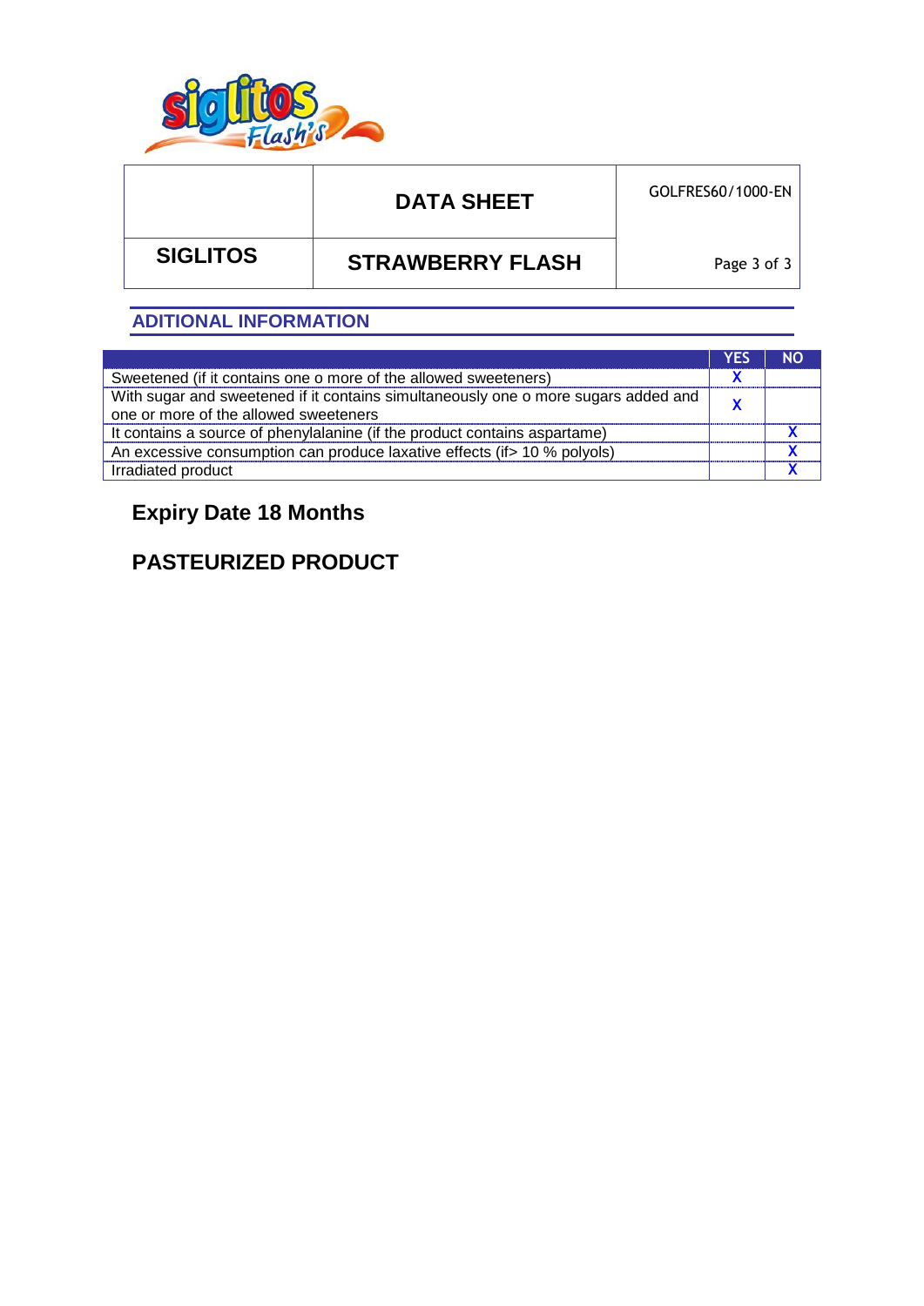| | DATA SHEET | GOLFRES60/1000-EN |
|---|---|---|
| SIGLITOS | STRAWBERRY FLASH | |

## ADITIONAL INFORMATION

| | YES | NO |
|---|---|---|
| Sweetened (if it contains one o more of the allowed sweeteners) | X | |
| With sugar and sweetened if it contains simultaneously one o more sugars added and one or more of the allowed sweeteners | X | |
| It contains a source of phenylalanine (if the product contains aspartame) | | X |
| An excessive consumption can produce laxative effects (if> 10 % polyols) | | X |
| Irradiated product | | X |

**Expiry Date 18 Months**

**PASTEURIZED PRODUCT**